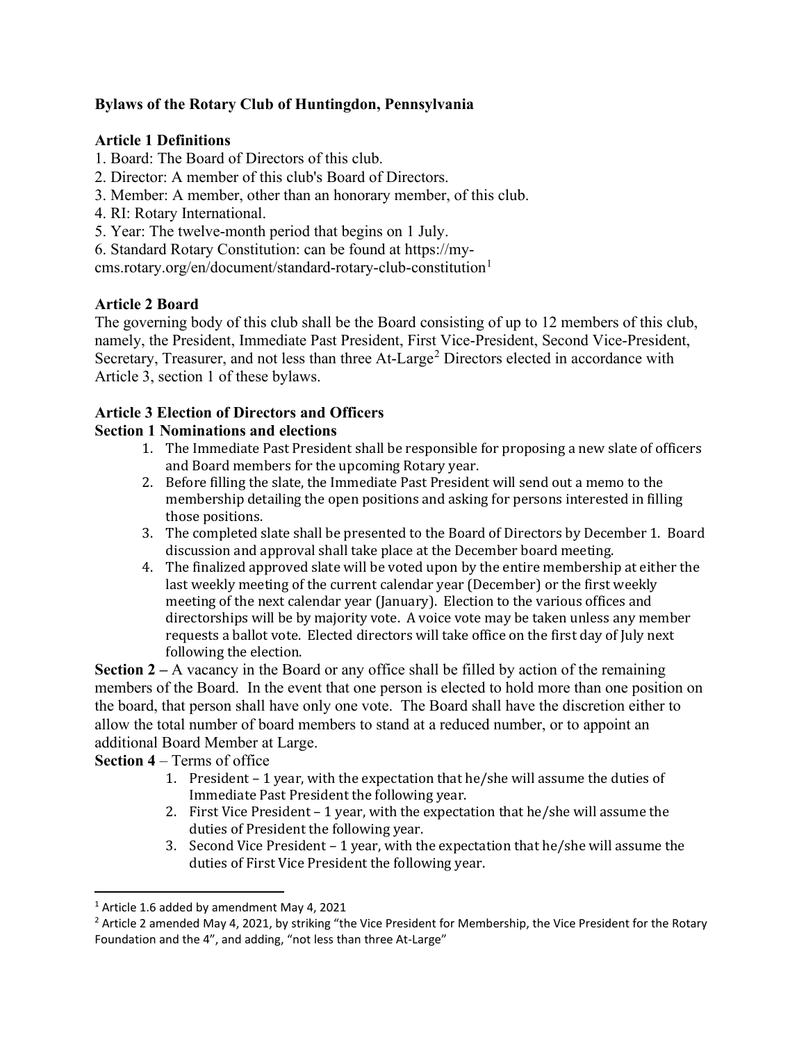# Bylaws of the Rotary Club of Huntingdon, Pennsylvania

## Article 1 Definitions

1. Board: The Board of Directors of this club.
2. Director: A member of this club's Board of Directors.
3. Member: A member, other than an honorary member, of this club.
4. RI: Rotary International.
5. Year: The twelve-month period that begins on 1 July.
6. Standard Rotary Constitution: can be found at https://my-cms.rotary.org/en/document/standard-rotary-club-constitution[1]

## Article 2 Board

The governing body of this club shall be the Board consisting of up to 12 members of this club, namely, the President, Immediate Past President, First Vice-President, Second Vice-President, Secretary, Treasurer, and not less than three At-Large[2] Directors elected in accordance with Article 3, section 1 of these bylaws.

## Article 3 Election of Directors and Officers

### Section 1 Nominations and elections

1. The Immediate Past President shall be responsible for proposing a new slate of officers and Board members for the upcoming Rotary year.
2. Before filling the slate, the Immediate Past President will send out a memo to the membership detailing the open positions and asking for persons interested in filling those positions.
3. The completed slate shall be presented to the Board of Directors by December 1. Board discussion and approval shall take place at the December board meeting.
4. The finalized approved slate will be voted upon by the entire membership at either the last weekly meeting of the current calendar year (December) or the first weekly meeting of the next calendar year (January). Election to the various offices and directorships will be by majority vote. A voice vote may be taken unless any member requests a ballot vote. Elected directors will take office on the first day of July next following the election.

**Section 2 –** A vacancy in the Board or any office shall be filled by action of the remaining members of the Board. In the event that one person is elected to hold more than one position on the board, that person shall have only one vote. The Board shall have the discretion either to allow the total number of board members to stand at a reduced number, or to appoint an additional Board Member at Large.

**Section 4** – Terms of office

1. President – 1 year, with the expectation that he/she will assume the duties of Immediate Past President the following year.
2. First Vice President – 1 year, with the expectation that he/she will assume the duties of President the following year.
3. Second Vice President – 1 year, with the expectation that he/she will assume the duties of First Vice President the following year.

---

[1] Article 1.6 added by amendment May 4, 2021

[2] Article 2 amended May 4, 2021, by striking "the Vice President for Membership, the Vice President for the Rotary Foundation and the 4", and adding, "not less than three At-Large"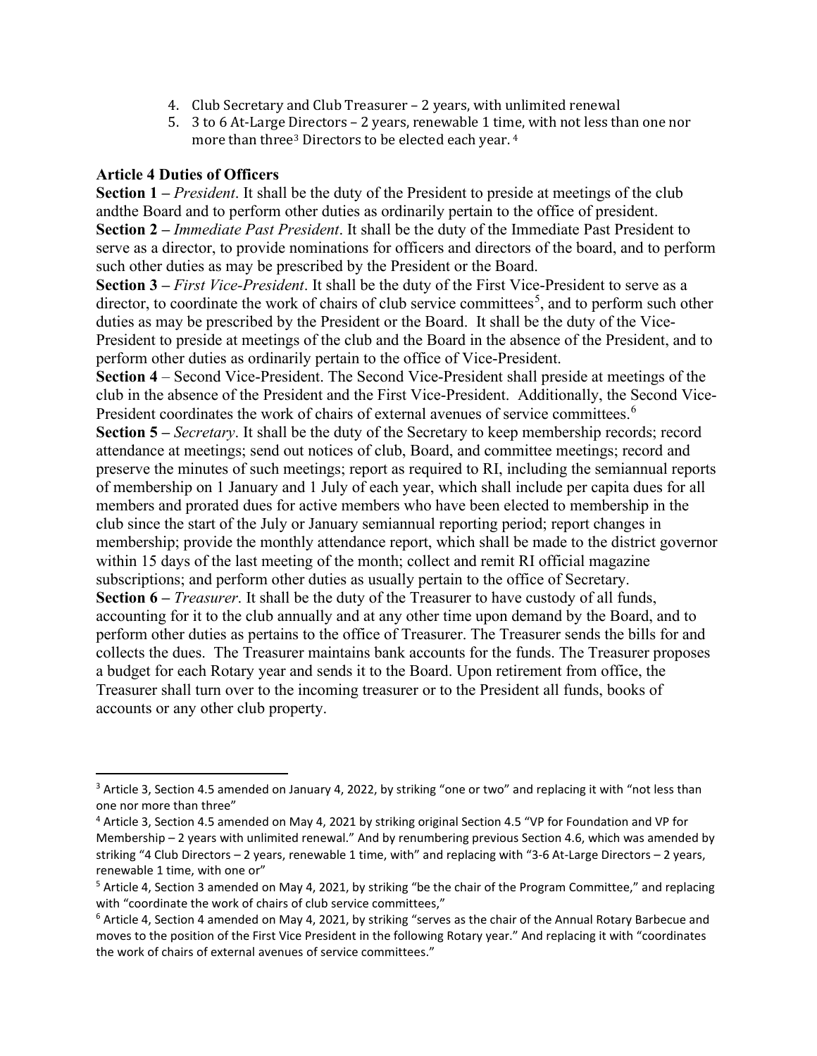4. Club Secretary and Club Treasurer – 2 years, with unlimited renewal
5. 3 to 6 At-Large Directors – 2 years, renewable 1 time, with not less than one nor more than three[3] Directors to be elected each year. [4]

**Article 4 Duties of Officers**

**Section 1 –** *President*. It shall be the duty of the President to preside at meetings of the club andthe Board and to perform other duties as ordinarily pertain to the office of president.

**Section 2 –** *Immediate Past President*. It shall be the duty of the Immediate Past President to serve as a director, to provide nominations for officers and directors of the board, and to perform such other duties as may be prescribed by the President or the Board.

**Section 3 –** *First Vice-President*. It shall be the duty of the First Vice-President to serve as a director, to coordinate the work of chairs of club service committees[5], and to perform such other duties as may be prescribed by the President or the Board. It shall be the duty of the Vice-President to preside at meetings of the club and the Board in the absence of the President, and to perform other duties as ordinarily pertain to the office of Vice-President.

**Section 4** – Second Vice-President. The Second Vice-President shall preside at meetings of the club in the absence of the President and the First Vice-President. Additionally, the Second Vice-President coordinates the work of chairs of external avenues of service committees.[6]

**Section 5 –** *Secretary*. It shall be the duty of the Secretary to keep membership records; record attendance at meetings; send out notices of club, Board, and committee meetings; record and preserve the minutes of such meetings; report as required to RI, including the semiannual reports of membership on 1 January and 1 July of each year, which shall include per capita dues for all members and prorated dues for active members who have been elected to membership in the club since the start of the July or January semiannual reporting period; report changes in membership; provide the monthly attendance report, which shall be made to the district governor within 15 days of the last meeting of the month; collect and remit RI official magazine subscriptions; and perform other duties as usually pertain to the office of Secretary.

**Section 6 –** *Treasurer*. It shall be the duty of the Treasurer to have custody of all funds, accounting for it to the club annually and at any other time upon demand by the Board, and to perform other duties as pertains to the office of Treasurer. The Treasurer sends the bills for and collects the dues. The Treasurer maintains bank accounts for the funds. The Treasurer proposes a budget for each Rotary year and sends it to the Board. Upon retirement from office, the Treasurer shall turn over to the incoming treasurer or to the President all funds, books of accounts or any other club property.

---

[3] Article 3, Section 4.5 amended on January 4, 2022, by striking "one or two" and replacing it with "not less than one nor more than three"

[4] Article 3, Section 4.5 amended on May 4, 2021 by striking original Section 4.5 "VP for Foundation and VP for Membership – 2 years with unlimited renewal." And by renumbering previous Section 4.6, which was amended by striking "4 Club Directors – 2 years, renewable 1 time, with" and replacing with "3-6 At-Large Directors – 2 years, renewable 1 time, with one or"

[5] Article 4, Section 3 amended on May 4, 2021, by striking "be the chair of the Program Committee," and replacing with "coordinate the work of chairs of club service committees,"

[6] Article 4, Section 4 amended on May 4, 2021, by striking "serves as the chair of the Annual Rotary Barbecue and moves to the position of the First Vice President in the following Rotary year." And replacing it with "coordinates the work of chairs of external avenues of service committees."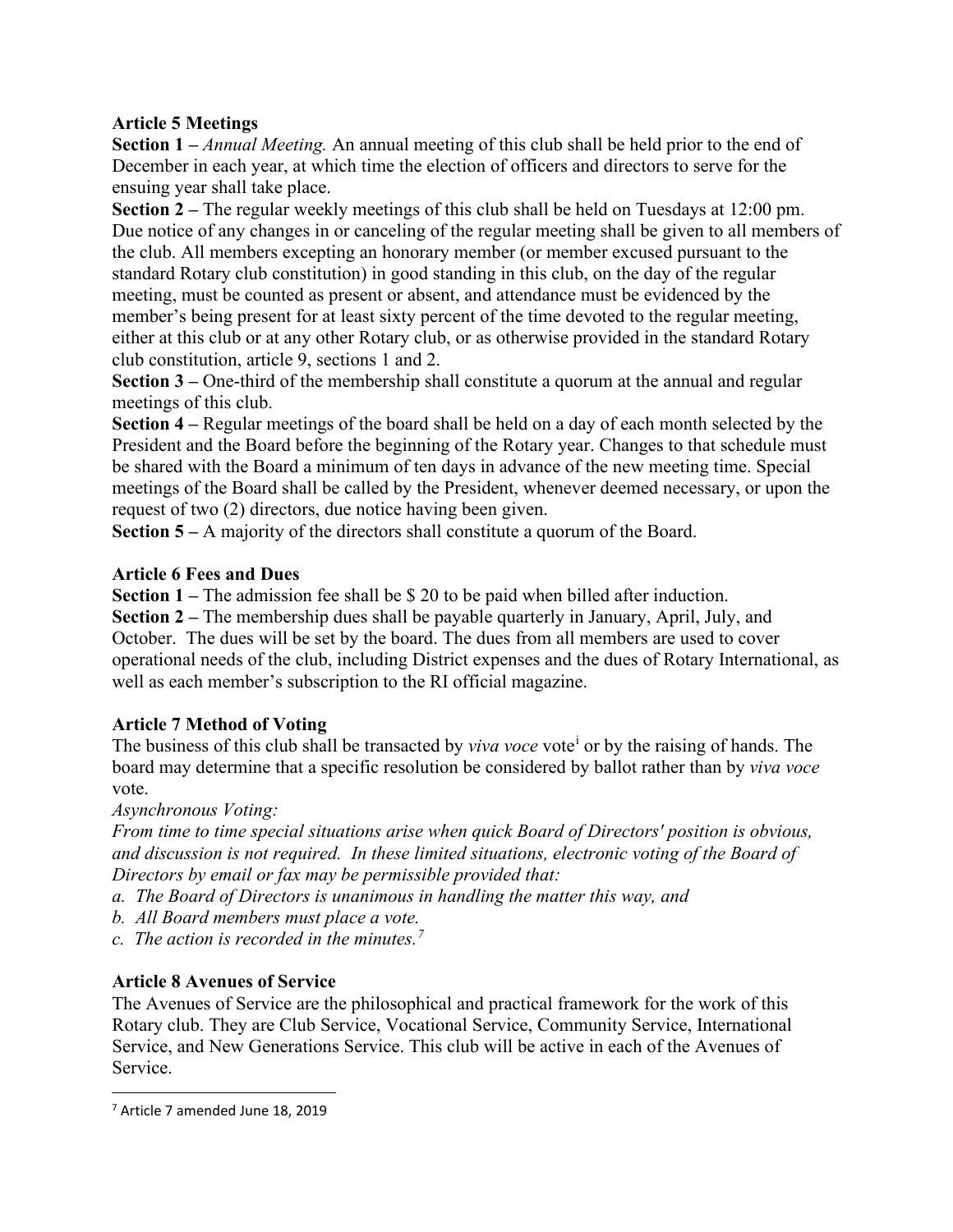**Article 5 Meetings**

**Section 1 –** *Annual Meeting.* An annual meeting of this club shall be held prior to the end of December in each year, at which time the election of officers and directors to serve for the ensuing year shall take place.

**Section 2 –** The regular weekly meetings of this club shall be held on Tuesdays at 12:00 pm. Due notice of any changes in or canceling of the regular meeting shall be given to all members of the club. All members excepting an honorary member (or member excused pursuant to the standard Rotary club constitution) in good standing in this club, on the day of the regular meeting, must be counted as present or absent, and attendance must be evidenced by the member's being present for at least sixty percent of the time devoted to the regular meeting, either at this club or at any other Rotary club, or as otherwise provided in the standard Rotary club constitution, article 9, sections 1 and 2.

**Section 3 –** One-third of the membership shall constitute a quorum at the annual and regular meetings of this club.

**Section 4 –** Regular meetings of the board shall be held on a day of each month selected by the President and the Board before the beginning of the Rotary year. Changes to that schedule must be shared with the Board a minimum of ten days in advance of the new meeting time. Special meetings of the Board shall be called by the President, whenever deemed necessary, or upon the request of two (2) directors, due notice having been given.

**Section 5 –** A majority of the directors shall constitute a quorum of the Board.

**Article 6 Fees and Dues**

**Section 1 –** The admission fee shall be $ 20 to be paid when billed after induction.

**Section 2 –** The membership dues shall be payable quarterly in January, April, July, and October. The dues will be set by the board. The dues from all members are used to cover operational needs of the club, including District expenses and the dues of Rotary International, as well as each member's subscription to the RI official magazine.

**Article 7 Method of Voting**

The business of this club shall be transacted by *viva voce* vote[i] or by the raising of hands. The board may determine that a specific resolution be considered by ballot rather than by *viva voce* vote.

*Asynchronous Voting:*

*From time to time special situations arise when quick Board of Directors' position is obvious, and discussion is not required. In these limited situations, electronic voting of the Board of Directors by email or fax may be permissible provided that:*

*a. The Board of Directors is unanimous in handling the matter this way, and*

*b. All Board members must place a vote.*

*c. The action is recorded in the minutes.[7]*

**Article 8 Avenues of Service**

The Avenues of Service are the philosophical and practical framework for the work of this Rotary club. They are Club Service, Vocational Service, Community Service, International Service, and New Generations Service. This club will be active in each of the Avenues of Service.

[7] Article 7 amended June 18, 2019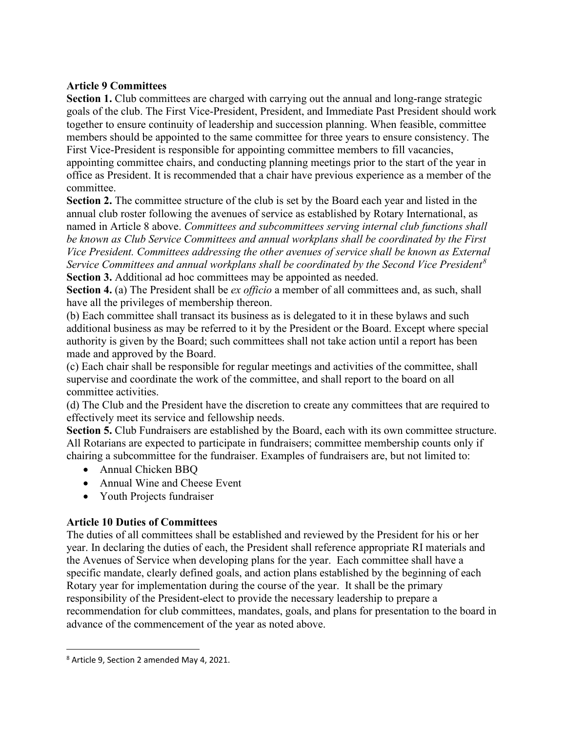**Article 9 Committees**

**Section 1.** Club committees are charged with carrying out the annual and long-range strategic goals of the club. The First Vice-President, President, and Immediate Past President should work together to ensure continuity of leadership and succession planning. When feasible, committee members should be appointed to the same committee for three years to ensure consistency. The First Vice-President is responsible for appointing committee members to fill vacancies, appointing committee chairs, and conducting planning meetings prior to the start of the year in office as President. It is recommended that a chair have previous experience as a member of the committee.

**Section 2.** The committee structure of the club is set by the Board each year and listed in the annual club roster following the avenues of service as established by Rotary International, as named in Article 8 above. *Committees and subcommittees serving internal club functions shall be known as Club Service Committees and annual workplans shall be coordinated by the First Vice President. Committees addressing the other avenues of service shall be known as External Service Committees and annual workplans shall be coordinated by the Second Vice President*[8]

**Section 3.** Additional ad hoc committees may be appointed as needed.

**Section 4.** (a) The President shall be *ex officio* a member of all committees and, as such, shall have all the privileges of membership thereon.

(b) Each committee shall transact its business as is delegated to it in these bylaws and such additional business as may be referred to it by the President or the Board. Except where special authority is given by the Board; such committees shall not take action until a report has been made and approved by the Board.

(c) Each chair shall be responsible for regular meetings and activities of the committee, shall supervise and coordinate the work of the committee, and shall report to the board on all committee activities.

(d) The Club and the President have the discretion to create any committees that are required to effectively meet its service and fellowship needs.

**Section 5.** Club Fundraisers are established by the Board, each with its own committee structure. All Rotarians are expected to participate in fundraisers; committee membership counts only if chairing a subcommittee for the fundraiser. Examples of fundraisers are, but not limited to:

- Annual Chicken BBQ
- Annual Wine and Cheese Event
- Youth Projects fundraiser

**Article 10 Duties of Committees**

The duties of all committees shall be established and reviewed by the President for his or her year. In declaring the duties of each, the President shall reference appropriate RI materials and the Avenues of Service when developing plans for the year. Each committee shall have a specific mandate, clearly defined goals, and action plans established by the beginning of each Rotary year for implementation during the course of the year. It shall be the primary responsibility of the President-elect to provide the necessary leadership to prepare a recommendation for club committees, mandates, goals, and plans for presentation to the board in advance of the commencement of the year as noted above.

---

[8] Article 9, Section 2 amended May 4, 2021.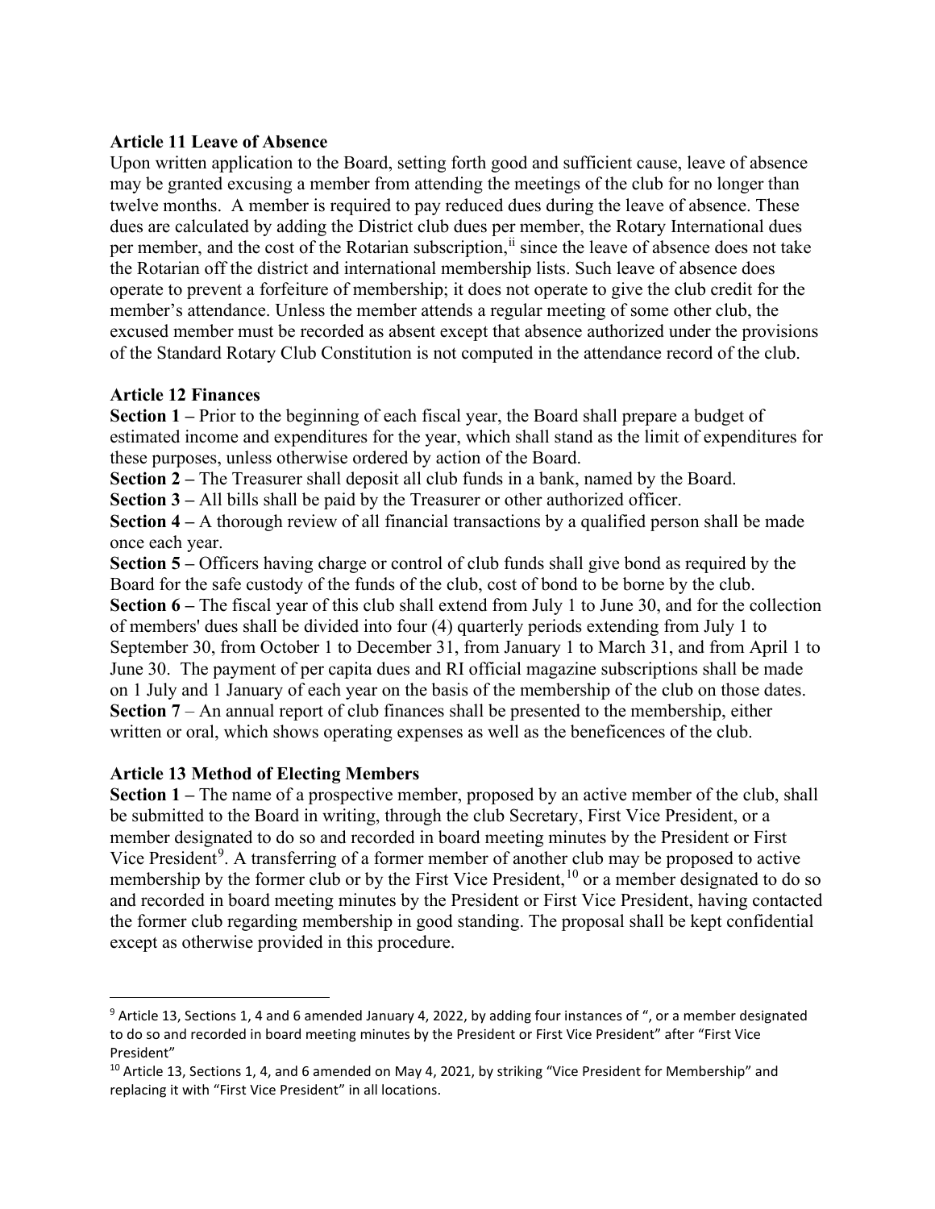**Article 11 Leave of Absence**

Upon written application to the Board, setting forth good and sufficient cause, leave of absence may be granted excusing a member from attending the meetings of the club for no longer than twelve months. A member is required to pay reduced dues during the leave of absence. These dues are calculated by adding the District club dues per member, the Rotary International dues per member, and the cost of the Rotarian subscription,[ii] since the leave of absence does not take the Rotarian off the district and international membership lists. Such leave of absence does operate to prevent a forfeiture of membership; it does not operate to give the club credit for the member's attendance. Unless the member attends a regular meeting of some other club, the excused member must be recorded as absent except that absence authorized under the provisions of the Standard Rotary Club Constitution is not computed in the attendance record of the club.

**Article 12 Finances**

**Section 1 –** Prior to the beginning of each fiscal year, the Board shall prepare a budget of estimated income and expenditures for the year, which shall stand as the limit of expenditures for these purposes, unless otherwise ordered by action of the Board.

**Section 2 –** The Treasurer shall deposit all club funds in a bank, named by the Board.

**Section 3 –** All bills shall be paid by the Treasurer or other authorized officer.

**Section 4 –** A thorough review of all financial transactions by a qualified person shall be made once each year.

**Section 5 –** Officers having charge or control of club funds shall give bond as required by the Board for the safe custody of the funds of the club, cost of bond to be borne by the club.

**Section 6 –** The fiscal year of this club shall extend from July 1 to June 30, and for the collection of members' dues shall be divided into four (4) quarterly periods extending from July 1 to September 30, from October 1 to December 31, from January 1 to March 31, and from April 1 to June 30. The payment of per capita dues and RI official magazine subscriptions shall be made on 1 July and 1 January of each year on the basis of the membership of the club on those dates.

**Section 7** – An annual report of club finances shall be presented to the membership, either written or oral, which shows operating expenses as well as the beneficences of the club.

**Article 13 Method of Electing Members**

**Section 1 –** The name of a prospective member, proposed by an active member of the club, shall be submitted to the Board in writing, through the club Secretary, First Vice President, or a member designated to do so and recorded in board meeting minutes by the President or First Vice President[9]. A transferring of a former member of another club may be proposed to active membership by the former club or by the First Vice President,[10] or a member designated to do so and recorded in board meeting minutes by the President or First Vice President, having contacted the former club regarding membership in good standing. The proposal shall be kept confidential except as otherwise provided in this procedure.

---

[9] Article 13, Sections 1, 4 and 6 amended January 4, 2022, by adding four instances of ", or a member designated to do so and recorded in board meeting minutes by the President or First Vice President" after "First Vice President"

[10] Article 13, Sections 1, 4, and 6 amended on May 4, 2021, by striking "Vice President for Membership" and replacing it with "First Vice President" in all locations.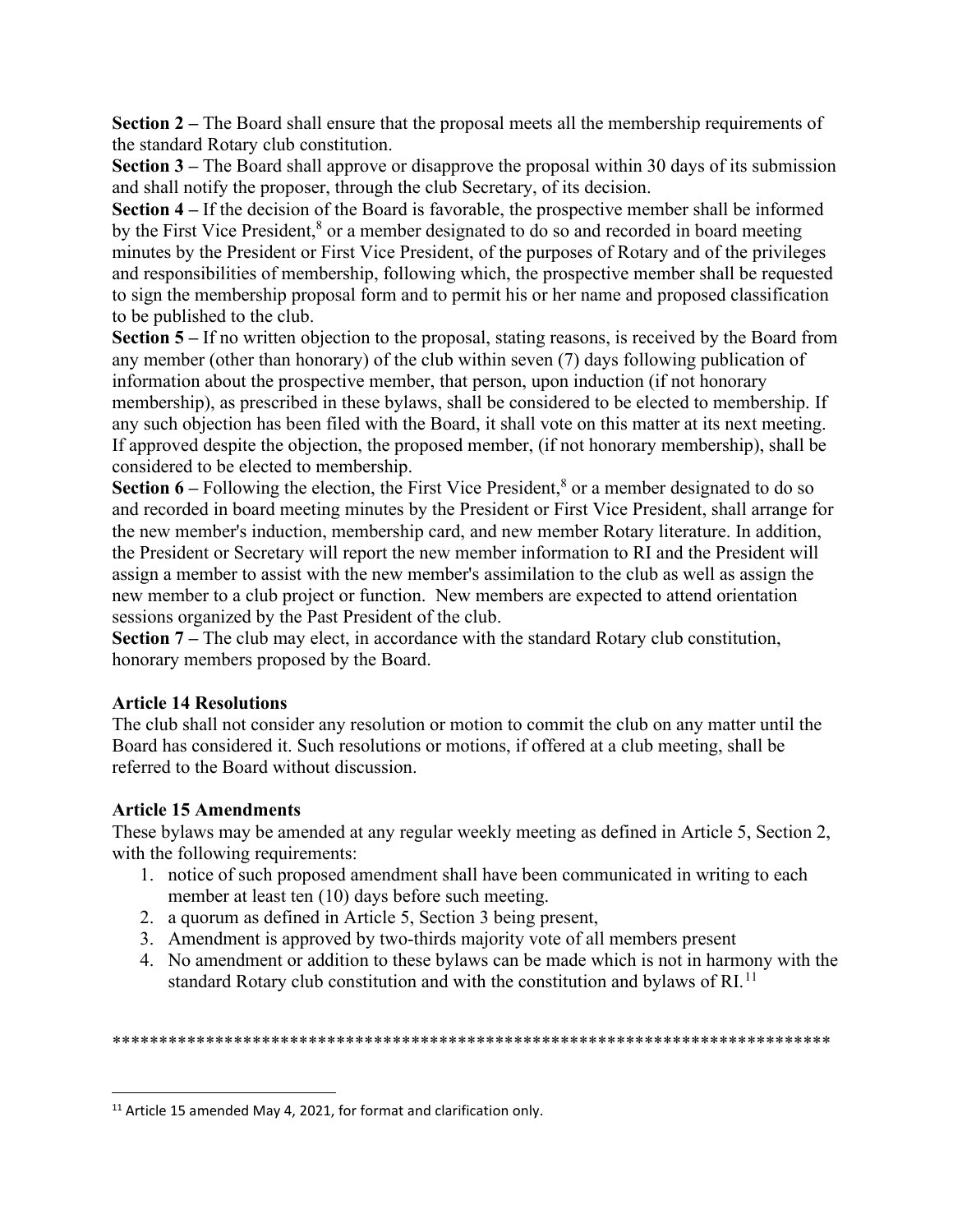**Section 2 –** The Board shall ensure that the proposal meets all the membership requirements of the standard Rotary club constitution.

**Section 3 –** The Board shall approve or disapprove the proposal within 30 days of its submission and shall notify the proposer, through the club Secretary, of its decision.

**Section 4 –** If the decision of the Board is favorable, the prospective member shall be informed by the First Vice President,[8] or a member designated to do so and recorded in board meeting minutes by the President or First Vice President, of the purposes of Rotary and of the privileges and responsibilities of membership, following which, the prospective member shall be requested to sign the membership proposal form and to permit his or her name and proposed classification to be published to the club.

**Section 5 –** If no written objection to the proposal, stating reasons, is received by the Board from any member (other than honorary) of the club within seven (7) days following publication of information about the prospective member, that person, upon induction (if not honorary membership), as prescribed in these bylaws, shall be considered to be elected to membership. If any such objection has been filed with the Board, it shall vote on this matter at its next meeting. If approved despite the objection, the proposed member, (if not honorary membership), shall be considered to be elected to membership.

**Section 6 –** Following the election, the First Vice President,[8] or a member designated to do so and recorded in board meeting minutes by the President or First Vice President, shall arrange for the new member's induction, membership card, and new member Rotary literature. In addition, the President or Secretary will report the new member information to RI and the President will assign a member to assist with the new member's assimilation to the club as well as assign the new member to a club project or function. New members are expected to attend orientation sessions organized by the Past President of the club.

**Section 7 –** The club may elect, in accordance with the standard Rotary club constitution, honorary members proposed by the Board.

### Article 14 Resolutions

The club shall not consider any resolution or motion to commit the club on any matter until the Board has considered it. Such resolutions or motions, if offered at a club meeting, shall be referred to the Board without discussion.

### Article 15 Amendments

These bylaws may be amended at any regular weekly meeting as defined in Article 5, Section 2, with the following requirements:

1. notice of such proposed amendment shall have been communicated in writing to each member at least ten (10) days before such meeting.
2. a quorum as defined in Article 5, Section 3 being present,
3. Amendment is approved by two-thirds majority vote of all members present
4. No amendment or addition to these bylaws can be made which is not in harmony with the standard Rotary club constitution and with the constitution and bylaws of RI.[11]

*******************************************************************************

[11] Article 15 amended May 4, 2021, for format and clarification only.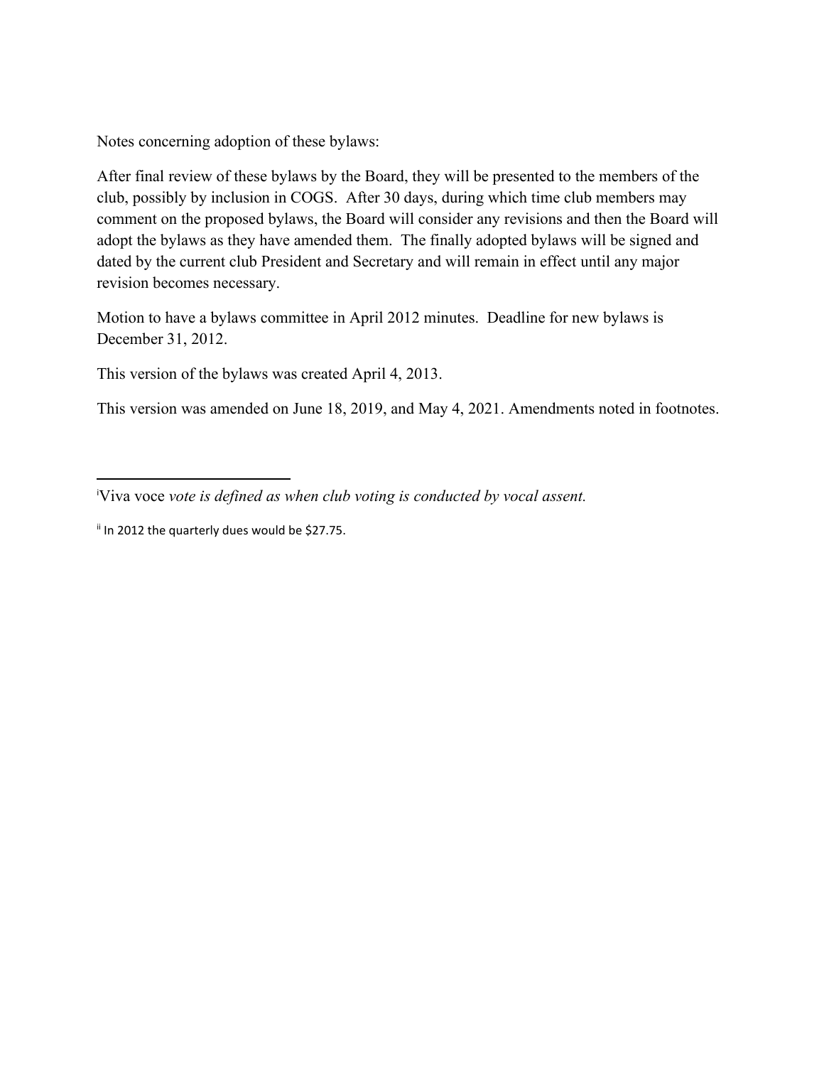Notes concerning adoption of these bylaws:

After final review of these bylaws by the Board, they will be presented to the members of the club, possibly by inclusion in COGS. After 30 days, during which time club members may comment on the proposed bylaws, the Board will consider any revisions and then the Board will adopt the bylaws as they have amended them. The finally adopted bylaws will be signed and dated by the current club President and Secretary and will remain in effect until any major revision becomes necessary.

Motion to have a bylaws committee in April 2012 minutes. Deadline for new bylaws is December 31, 2012.

This version of the bylaws was created April 4, 2013.

This version was amended on June 18, 2019, and May 4, 2021. Amendments noted in footnotes.

---

[i] Viva voce *vote is defined as when club voting is conducted by vocal assent.*

[ii] In 2012 the quarterly dues would be $27.75.